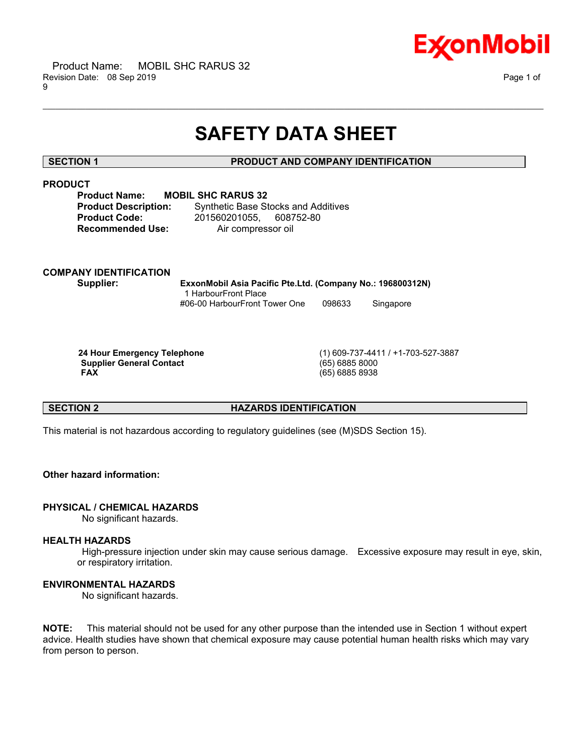# SAFETY DATA SHEET

## SECTION 1 PRODUCT AND COMPANY IDENTIFICATION

### PRODUCT

**Product Name:** **MOBIL SHC RARUS 32**
**Product Description:** Synthetic Base Stocks and Additives
**Product Code:** 201560201055, 608752-80
**Recommended Use:** Air compressor oil

### COMPANY IDENTIFICATION

**Supplier:** **ExxonMobil Asia Pacific Pte.Ltd. (Company No.: 196800312N)**
1 HarbourFront Place
#06-00 HarbourFront Tower One 098633 Singapore

| | |
|---|---|
| **24 Hour Emergency Telephone** | (1) 609-737-4411 / +1-703-527-3887 |
| **Supplier General Contact** | (65) 6885 8000 |
| **FAX** | (65) 6885 8938 |

## SECTION 2 HAZARDS IDENTIFICATION

This material is not hazardous according to regulatory guidelines (see (M)SDS Section 15).

**Other hazard information:**

### PHYSICAL / CHEMICAL HAZARDS

No significant hazards.

### HEALTH HAZARDS

High-pressure injection under skin may cause serious damage. Excessive exposure may result in eye, skin, or respiratory irritation.

### ENVIRONMENTAL HAZARDS

No significant hazards.

**NOTE:** This material should not be used for any other purpose than the intended use in Section 1 without expert advice. Health studies have shown that chemical exposure may cause potential human health risks which may vary from person to person.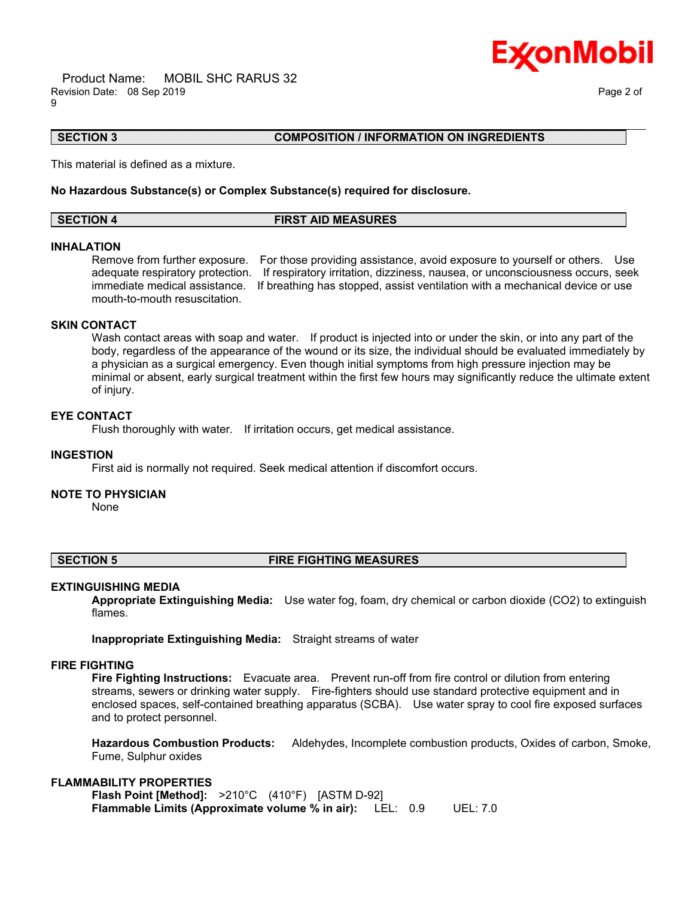## SECTION 3 COMPOSITION / INFORMATION ON INGREDIENTS

This material is defined as a mixture.

**No Hazardous Substance(s) or Complex Substance(s) required for disclosure.**

## SECTION 4 FIRST AID MEASURES

### INHALATION

Remove from further exposure. For those providing assistance, avoid exposure to yourself or others. Use adequate respiratory protection. If respiratory irritation, dizziness, nausea, or unconsciousness occurs, seek immediate medical assistance. If breathing has stopped, assist ventilation with a mechanical device or use mouth-to-mouth resuscitation.

### SKIN CONTACT

Wash contact areas with soap and water. If product is injected into or under the skin, or into any part of the body, regardless of the appearance of the wound or its size, the individual should be evaluated immediately by a physician as a surgical emergency. Even though initial symptoms from high pressure injection may be minimal or absent, early surgical treatment within the first few hours may significantly reduce the ultimate extent of injury.

### EYE CONTACT

Flush thoroughly with water. If irritation occurs, get medical assistance.

### INGESTION

First aid is normally not required. Seek medical attention if discomfort occurs.

### NOTE TO PHYSICIAN

None

## SECTION 5 FIRE FIGHTING MEASURES

### EXTINGUISHING MEDIA

**Appropriate Extinguishing Media:** Use water fog, foam, dry chemical or carbon dioxide ($CO_2$) to extinguish flames.

**Inappropriate Extinguishing Media:** Straight streams of water

### FIRE FIGHTING

**Fire Fighting Instructions:** Evacuate area. Prevent run-off from fire control or dilution from entering streams, sewers or drinking water supply. Fire-fighters should use standard protective equipment and in enclosed spaces, self-contained breathing apparatus (SCBA). Use water spray to cool fire exposed surfaces and to protect personnel.

**Hazardous Combustion Products:** Aldehydes, Incomplete combustion products, Oxides of carbon, Smoke, Fume, Sulphur oxides

### FLAMMABILITY PROPERTIES

**Flash Point [Method]:** >210°C (410°F) [ASTM D-92]
**Flammable Limits (Approximate volume % in air):** LEL: 0.9 UEL: 7.0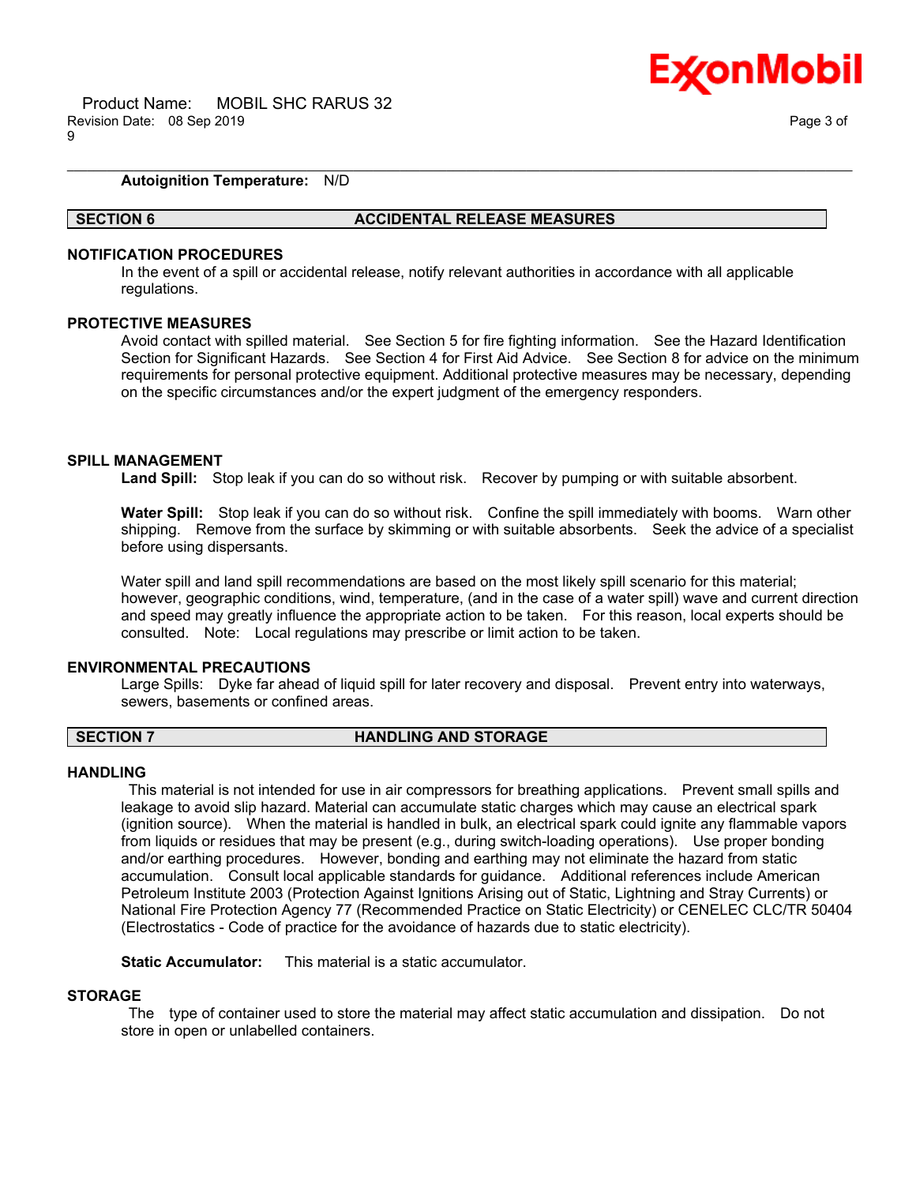**Autoignition Temperature:** N/D

## SECTION 6 ACCIDENTAL RELEASE MEASURES

### NOTIFICATION PROCEDURES

In the event of a spill or accidental release, notify relevant authorities in accordance with all applicable regulations.

### PROTECTIVE MEASURES

Avoid contact with spilled material. See Section 5 for fire fighting information. See the Hazard Identification Section for Significant Hazards. See Section 4 for First Aid Advice. See Section 8 for advice on the minimum requirements for personal protective equipment. Additional protective measures may be necessary, depending on the specific circumstances and/or the expert judgment of the emergency responders.

### SPILL MANAGEMENT

**Land Spill:** Stop leak if you can do so without risk. Recover by pumping or with suitable absorbent.

**Water Spill:** Stop leak if you can do so without risk. Confine the spill immediately with booms. Warn other shipping. Remove from the surface by skimming or with suitable absorbents. Seek the advice of a specialist before using dispersants.

Water spill and land spill recommendations are based on the most likely spill scenario for this material; however, geographic conditions, wind, temperature, (and in the case of a water spill) wave and current direction and speed may greatly influence the appropriate action to be taken. For this reason, local experts should be consulted. Note: Local regulations may prescribe or limit action to be taken.

### ENVIRONMENTAL PRECAUTIONS

Large Spills: Dyke far ahead of liquid spill for later recovery and disposal. Prevent entry into waterways, sewers, basements or confined areas.

## SECTION 7 HANDLING AND STORAGE

### HANDLING

This material is not intended for use in air compressors for breathing applications. Prevent small spills and leakage to avoid slip hazard. Material can accumulate static charges which may cause an electrical spark (ignition source). When the material is handled in bulk, an electrical spark could ignite any flammable vapors from liquids or residues that may be present (e.g., during switch-loading operations). Use proper bonding and/or earthing procedures. However, bonding and earthing may not eliminate the hazard from static accumulation. Consult local applicable standards for guidance. Additional references include American Petroleum Institute 2003 (Protection Against Ignitions Arising out of Static, Lightning and Stray Currents) or National Fire Protection Agency 77 (Recommended Practice on Static Electricity) or CENELEC CLC/TR 50404 (Electrostatics - Code of practice for the avoidance of hazards due to static electricity).

**Static Accumulator:** This material is a static accumulator.

### STORAGE

The type of container used to store the material may affect static accumulation and dissipation. Do not store in open or unlabelled containers.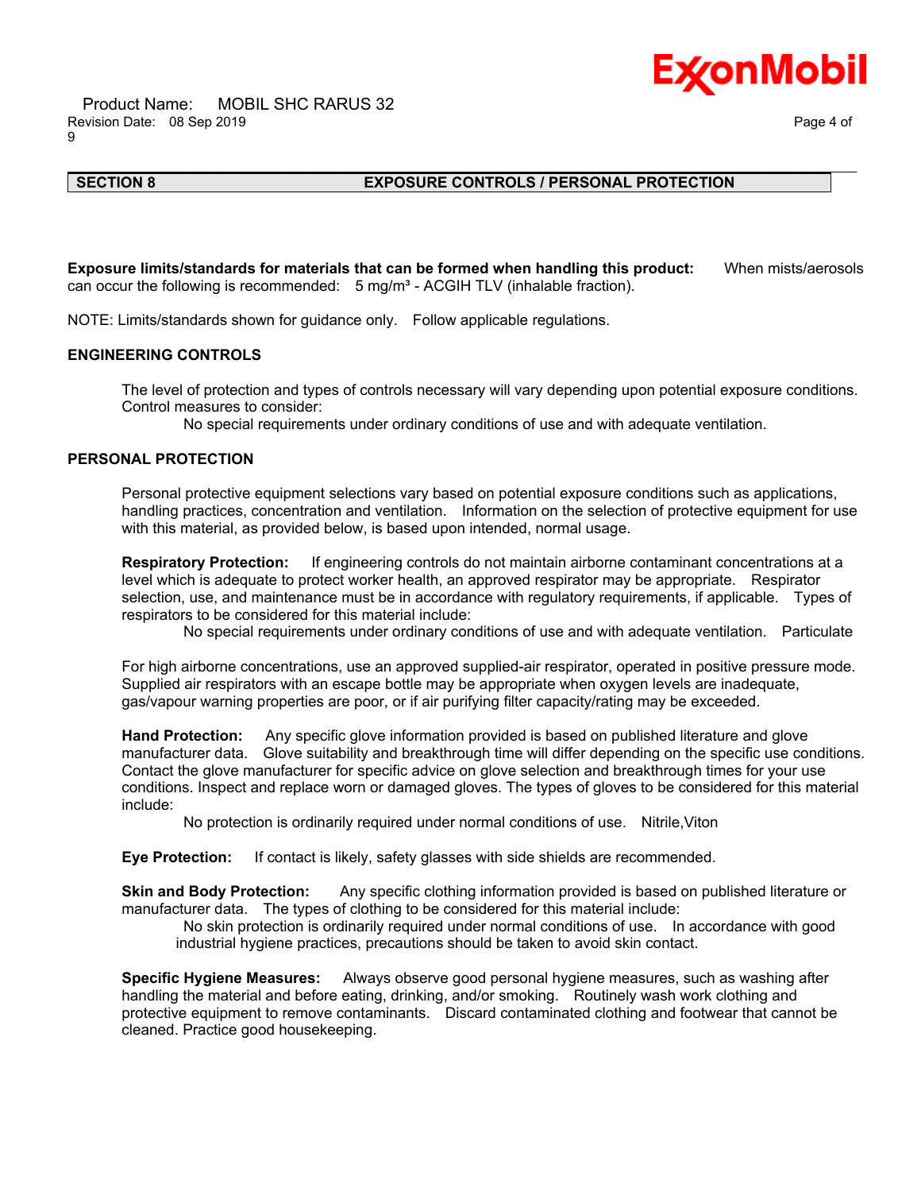## SECTION 8 EXPOSURE CONTROLS / PERSONAL PROTECTION

**Exposure limits/standards for materials that can be formed when handling this product:** When mists/aerosols can occur the following is recommended: 5 mg/m³ - ACGIH TLV (inhalable fraction).

NOTE: Limits/standards shown for guidance only. Follow applicable regulations.

### ENGINEERING CONTROLS

The level of protection and types of controls necessary will vary depending upon potential exposure conditions. Control measures to consider:

No special requirements under ordinary conditions of use and with adequate ventilation.

### PERSONAL PROTECTION

Personal protective equipment selections vary based on potential exposure conditions such as applications, handling practices, concentration and ventilation. Information on the selection of protective equipment for use with this material, as provided below, is based upon intended, normal usage.

**Respiratory Protection:** If engineering controls do not maintain airborne contaminant concentrations at a level which is adequate to protect worker health, an approved respirator may be appropriate. Respirator selection, use, and maintenance must be in accordance with regulatory requirements, if applicable. Types of respirators to be considered for this material include:

No special requirements under ordinary conditions of use and with adequate ventilation. Particulate

For high airborne concentrations, use an approved supplied-air respirator, operated in positive pressure mode. Supplied air respirators with an escape bottle may be appropriate when oxygen levels are inadequate, gas/vapour warning properties are poor, or if air purifying filter capacity/rating may be exceeded.

**Hand Protection:** Any specific glove information provided is based on published literature and glove manufacturer data. Glove suitability and breakthrough time will differ depending on the specific use conditions. Contact the glove manufacturer for specific advice on glove selection and breakthrough times for your use conditions. Inspect and replace worn or damaged gloves. The types of gloves to be considered for this material include:

No protection is ordinarily required under normal conditions of use. Nitrile,Viton

**Eye Protection:** If contact is likely, safety glasses with side shields are recommended.

**Skin and Body Protection:** Any specific clothing information provided is based on published literature or manufacturer data. The types of clothing to be considered for this material include:

No skin protection is ordinarily required under normal conditions of use. In accordance with good industrial hygiene practices, precautions should be taken to avoid skin contact.

**Specific Hygiene Measures:** Always observe good personal hygiene measures, such as washing after handling the material and before eating, drinking, and/or smoking. Routinely wash work clothing and protective equipment to remove contaminants. Discard contaminated clothing and footwear that cannot be cleaned. Practice good housekeeping.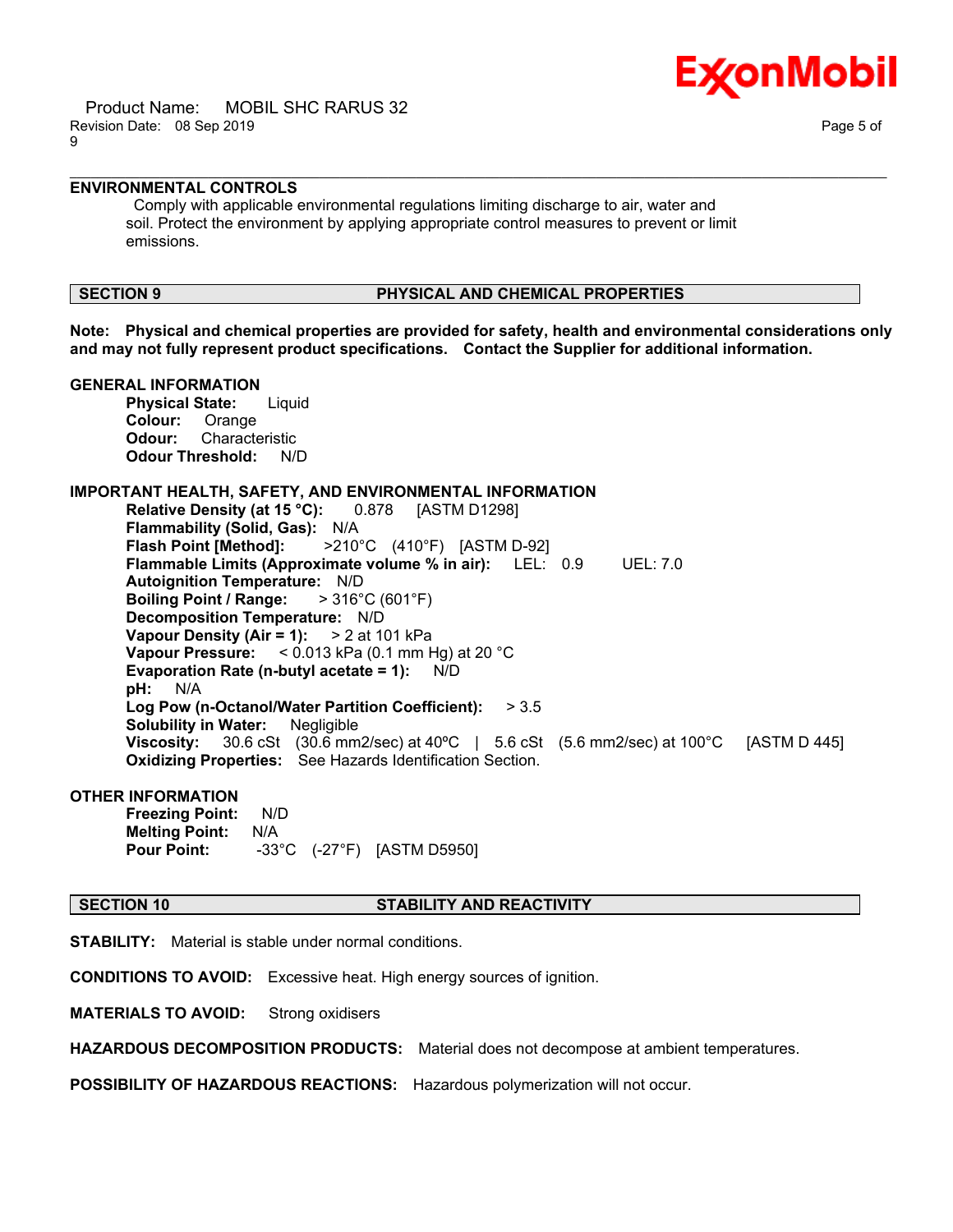### ENVIRONMENTAL CONTROLS

Comply with applicable environmental regulations limiting discharge to air, water and soil. Protect the environment by applying appropriate control measures to prevent or limit emissions.

## SECTION 9 PHYSICAL AND CHEMICAL PROPERTIES

**Note: Physical and chemical properties are provided for safety, health and environmental considerations only and may not fully represent product specifications. Contact the Supplier for additional information.**

### GENERAL INFORMATION

**Physical State:** Liquid
**Colour:** Orange
**Odour:** Characteristic
**Odour Threshold:** N/D

### IMPORTANT HEALTH, SAFETY, AND ENVIRONMENTAL INFORMATION

**Relative Density (at 15 °C):** 0.878 [ASTM D1298]
**Flammability (Solid, Gas):** N/A
**Flash Point [Method]:** >210°C (410°F) [ASTM D-92]
**Flammable Limits (Approximate volume % in air):** LEL: 0.9 UEL: 7.0
**Autoignition Temperature:** N/D
**Boiling Point / Range:** > 316°C (601°F)
**Decomposition Temperature:** N/D
**Vapour Density (Air = 1):** > 2 at 101 kPa
**Vapour Pressure:** < 0.013 kPa (0.1 mm Hg) at 20 °C
**Evaporation Rate (n-butyl acetate = 1):** N/D
**pH:** N/A
**Log Pow (n-Octanol/Water Partition Coefficient):** > 3.5
**Solubility in Water:** Negligible
**Viscosity:** 30.6 cSt (30.6 mm2/sec) at 40ºC | 5.6 cSt (5.6 mm2/sec) at 100°C [ASTM D 445]
**Oxidizing Properties:** See Hazards Identification Section.

### OTHER INFORMATION

**Freezing Point:** N/D
**Melting Point:** N/A
**Pour Point:** -33°C (-27°F) [ASTM D5950]

## SECTION 10 STABILITY AND REACTIVITY

**STABILITY:** Material is stable under normal conditions.

**CONDITIONS TO AVOID:** Excessive heat. High energy sources of ignition.

**MATERIALS TO AVOID:** Strong oxidisers

**HAZARDOUS DECOMPOSITION PRODUCTS:** Material does not decompose at ambient temperatures.

**POSSIBILITY OF HAZARDOUS REACTIONS:** Hazardous polymerization will not occur.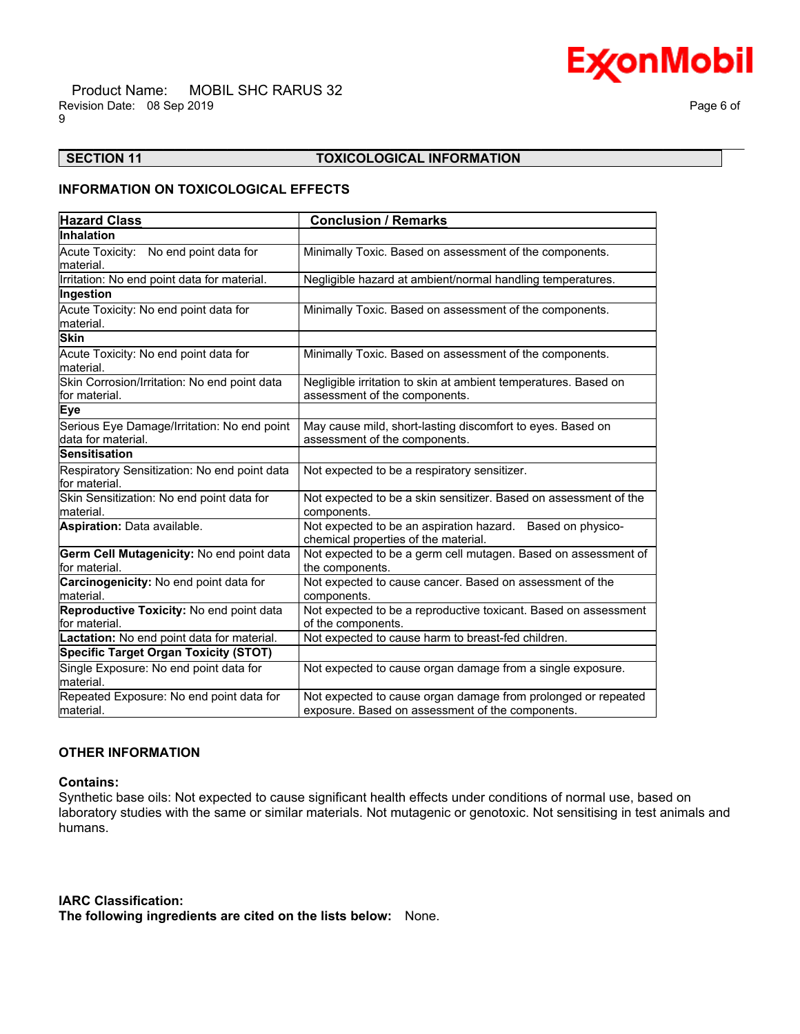## SECTION 11 TOXICOLOGICAL INFORMATION

### INFORMATION ON TOXICOLOGICAL EFFECTS

| Hazard Class | Conclusion / Remarks |
|---|---|
| **Inhalation** | |
| Acute Toxicity: No end point data for material. | Minimally Toxic. Based on assessment of the components. |
| Irritation: No end point data for material. | Negligible hazard at ambient/normal handling temperatures. |
| **Ingestion** | |
| Acute Toxicity: No end point data for material. | Minimally Toxic. Based on assessment of the components. |
| **Skin** | |
| Acute Toxicity: No end point data for material. | Minimally Toxic. Based on assessment of the components. |
| Skin Corrosion/Irritation: No end point data for material. | Negligible irritation to skin at ambient temperatures. Based on assessment of the components. |
| **Eye** | |
| Serious Eye Damage/Irritation: No end point data for material. | May cause mild, short-lasting discomfort to eyes. Based on assessment of the components. |
| **Sensitisation** | |
| Respiratory Sensitization: No end point data for material. | Not expected to be a respiratory sensitizer. |
| Skin Sensitization: No end point data for material. | Not expected to be a skin sensitizer. Based on assessment of the components. |
| **Aspiration:** Data available. | Not expected to be an aspiration hazard. Based on physico-chemical properties of the material. |
| **Germ Cell Mutagenicity:** No end point data for material. | Not expected to be a germ cell mutagen. Based on assessment of the components. |
| **Carcinogenicity:** No end point data for material. | Not expected to cause cancer. Based on assessment of the components. |
| **Reproductive Toxicity:** No end point data for material. | Not expected to be a reproductive toxicant. Based on assessment of the components. |
| **Lactation:** No end point data for material. | Not expected to cause harm to breast-fed children. |
| **Specific Target Organ Toxicity (STOT)** | |
| Single Exposure: No end point data for material. | Not expected to cause organ damage from a single exposure. |
| Repeated Exposure: No end point data for material. | Not expected to cause organ damage from prolonged or repeated exposure. Based on assessment of the components. |

### OTHER INFORMATION

**Contains:**
Synthetic base oils: Not expected to cause significant health effects under conditions of normal use, based on laboratory studies with the same or similar materials. Not mutagenic or genotoxic. Not sensitising in test animals and humans.

**IARC Classification:**
**The following ingredients are cited on the lists below:** None.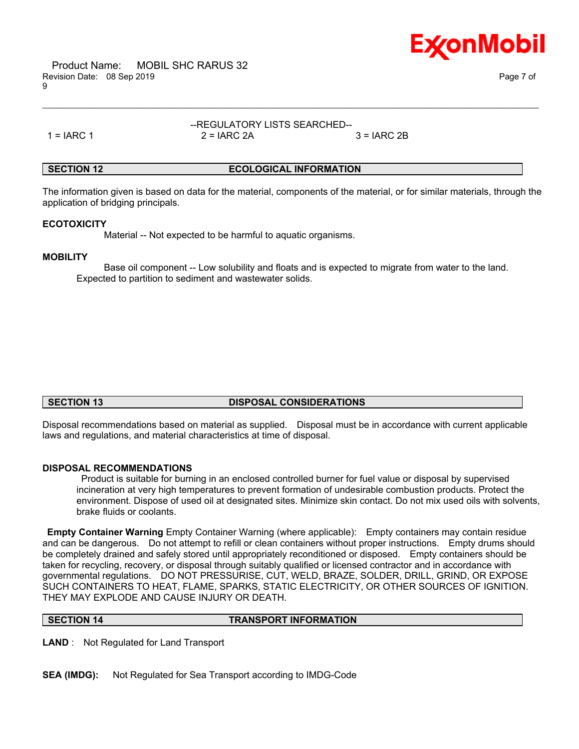--REGULATORY LISTS SEARCHED--

| 1 = IARC 1 | 2 = IARC 2A | 3 = IARC 2B |
|---|---|---|

## SECTION 12 ECOLOGICAL INFORMATION

The information given is based on data for the material, components of the material, or for similar materials, through the application of bridging principals.

**ECOTOXICITY**

Material -- Not expected to be harmful to aquatic organisms.

**MOBILITY**

Base oil component -- Low solubility and floats and is expected to migrate from water to the land. Expected to partition to sediment and wastewater solids.

## SECTION 13 DISPOSAL CONSIDERATIONS

Disposal recommendations based on material as supplied. Disposal must be in accordance with current applicable laws and regulations, and material characteristics at time of disposal.

**DISPOSAL RECOMMENDATIONS**

Product is suitable for burning in an enclosed controlled burner for fuel value or disposal by supervised incineration at very high temperatures to prevent formation of undesirable combustion products. Protect the environment. Dispose of used oil at designated sites. Minimize skin contact. Do not mix used oils with solvents, brake fluids or coolants.

**Empty Container Warning** Empty Container Warning (where applicable): Empty containers may contain residue and can be dangerous. Do not attempt to refill or clean containers without proper instructions. Empty drums should be completely drained and safely stored until appropriately reconditioned or disposed. Empty containers should be taken for recycling, recovery, or disposal through suitably qualified or licensed contractor and in accordance with governmental regulations. DO NOT PRESSURISE, CUT, WELD, BRAZE, SOLDER, DRILL, GRIND, OR EXPOSE SUCH CONTAINERS TO HEAT, FLAME, SPARKS, STATIC ELECTRICITY, OR OTHER SOURCES OF IGNITION. THEY MAY EXPLODE AND CAUSE INJURY OR DEATH.

## SECTION 14 TRANSPORT INFORMATION

**LAND** : Not Regulated for Land Transport

**SEA (IMDG):** Not Regulated for Sea Transport according to IMDG-Code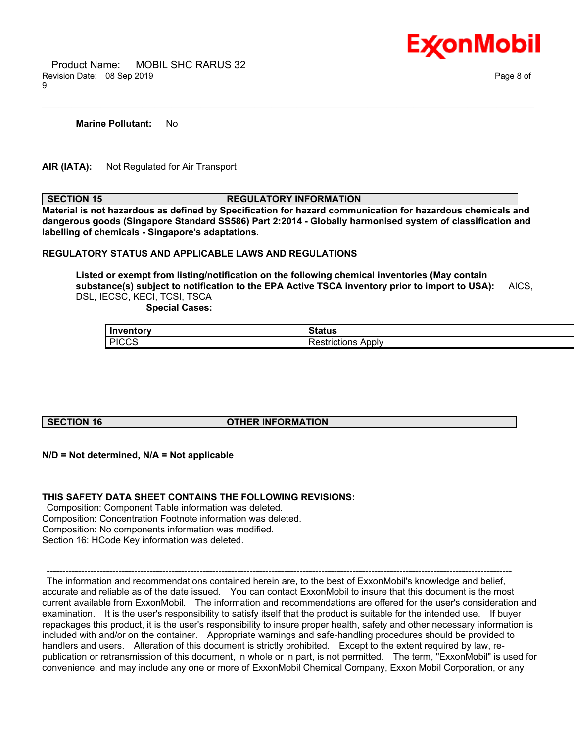**Marine Pollutant:** No

**AIR (IATA):** Not Regulated for Air Transport

## SECTION 15 REGULATORY INFORMATION

**Material is not hazardous as defined by Specification for hazard communication for hazardous chemicals and dangerous goods (Singapore Standard SS586) Part 2:2014 - Globally harmonised system of classification and labelling of chemicals - Singapore's adaptations.**

**REGULATORY STATUS AND APPLICABLE LAWS AND REGULATIONS**

**Listed or exempt from listing/notification on the following chemical inventories (May contain substance(s) subject to notification to the EPA Active TSCA inventory prior to import to USA):** AICS, DSL, IECSC, KECI, TCSI, TSCA

**Special Cases:**

| Inventory | Status |
|---|---|
| PICCS | Restrictions Apply |

## SECTION 16 OTHER INFORMATION

**N/D = Not determined, N/A = Not applicable**

**THIS SAFETY DATA SHEET CONTAINS THE FOLLOWING REVISIONS:**

Composition: Component Table information was deleted.
Composition: Concentration Footnote information was deleted.
Composition: No components information was modified.
Section 16: HCode Key information was deleted.

-----------------------------------------------------------------------------------------------------------------------------------------------------

The information and recommendations contained herein are, to the best of ExxonMobil's knowledge and belief, accurate and reliable as of the date issued. You can contact ExxonMobil to insure that this document is the most current available from ExxonMobil. The information and recommendations are offered for the user's consideration and examination. It is the user's responsibility to satisfy itself that the product is suitable for the intended use. If buyer repackages this product, it is the user's responsibility to insure proper health, safety and other necessary information is included with and/or on the container. Appropriate warnings and safe-handling procedures should be provided to handlers and users. Alteration of this document is strictly prohibited. Except to the extent required by law, re-publication or retransmission of this document, in whole or in part, is not permitted. The term, "ExxonMobil" is used for convenience, and may include any one or more of ExxonMobil Chemical Company, Exxon Mobil Corporation, or any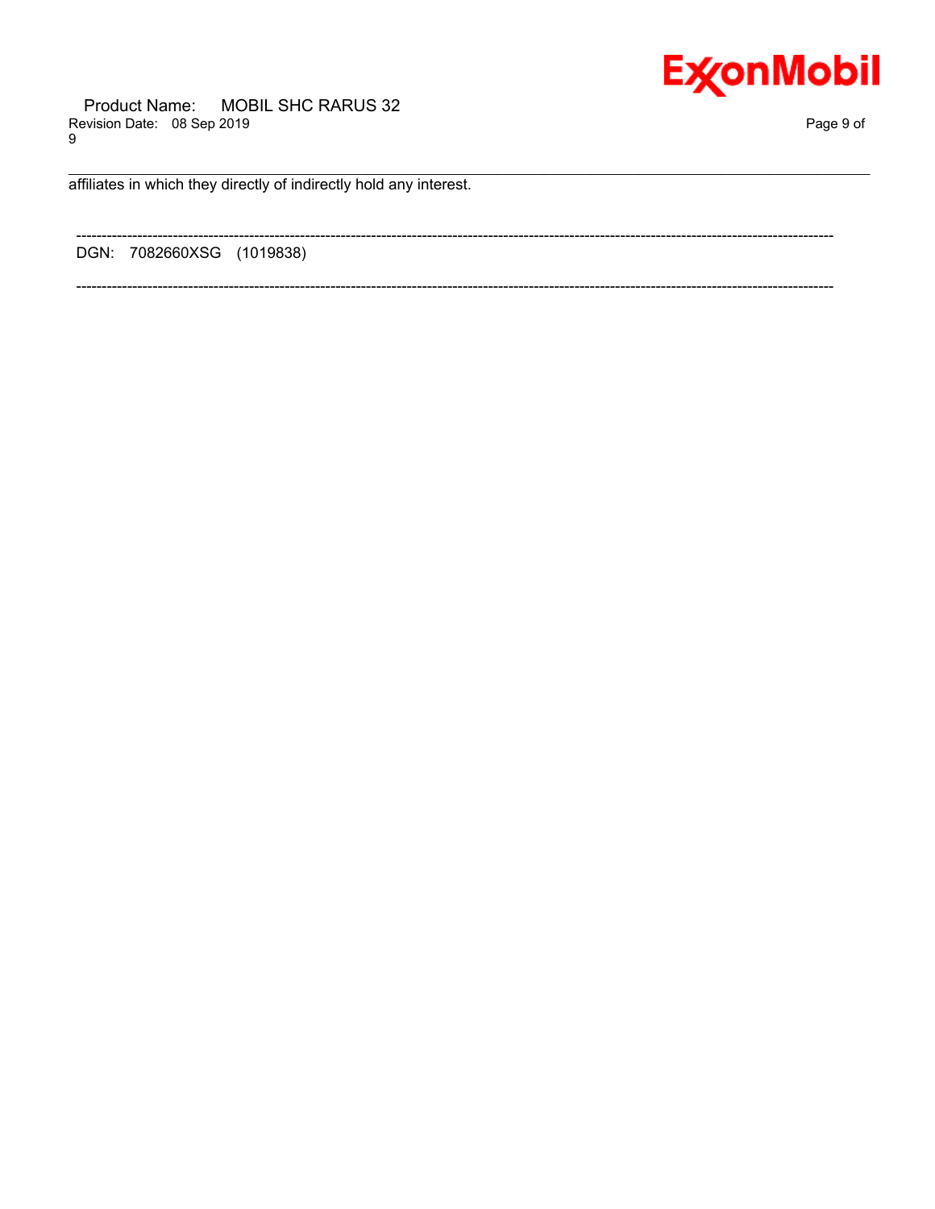affiliates in which they directly of indirectly hold any interest.

---

DGN: 7082660XSG (1019838)

---